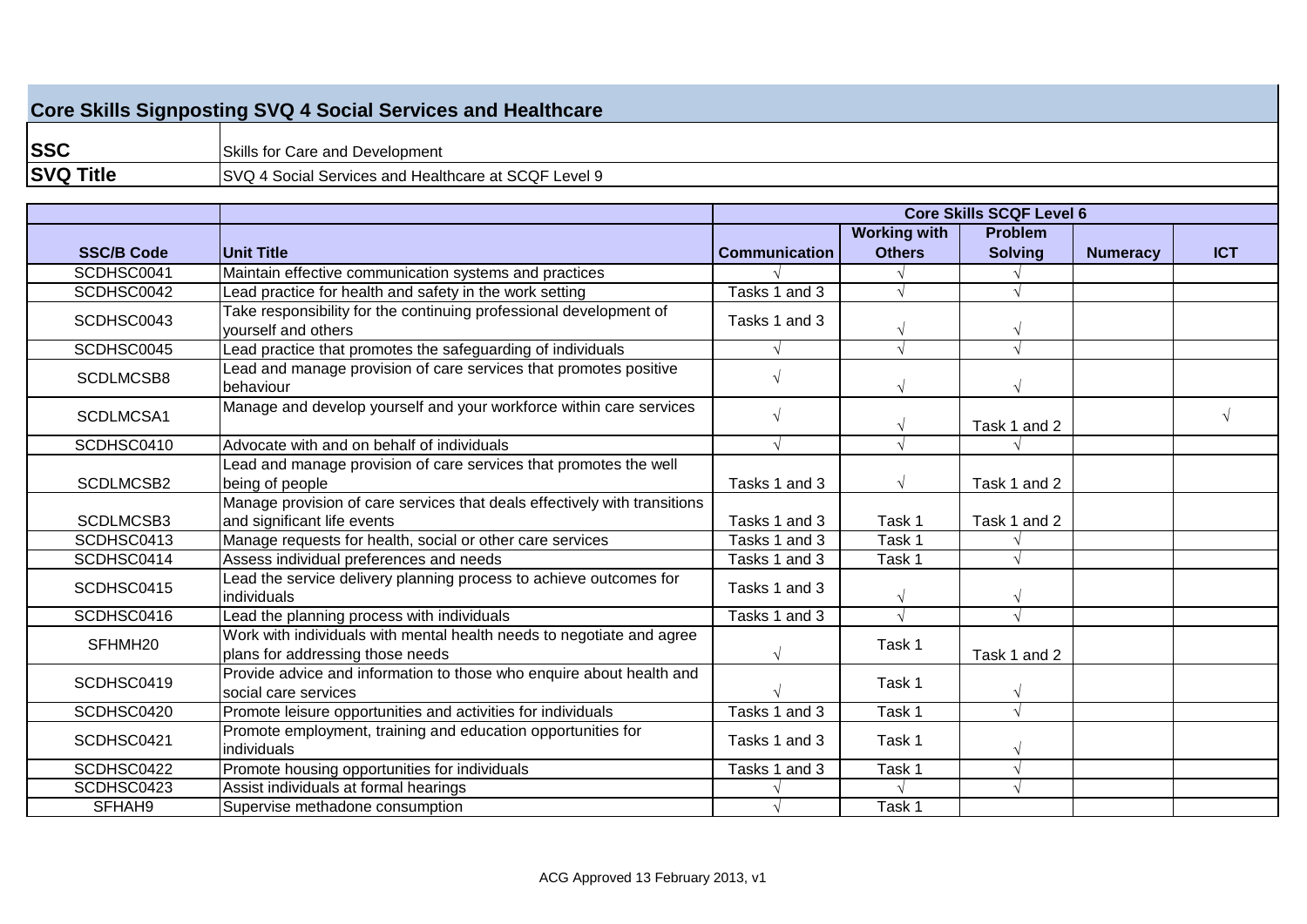## Core Skills Signposting SVQ 4 Social Services and Healthcare

| | |
|---|---|
| **SSC** | Skills for Care and Development |
| **SVQ Title** | SVQ 4 Social Services and Healthcare at SCQF Level 9 |

| | | Core Skills SCQF Level 6 | | | | |
|---|---|---|---|---|---|---|
| **SSC/B Code** | **Unit Title** | **Communication** | **Working with Others** | **Problem Solving** | **Numeracy** | **ICT** |
| SCDHSC0041 | Maintain effective communication systems and practices | √ | √ | √ | | |
| SCDHSC0042 | Lead practice for health and safety in the work setting | Tasks 1 and 3 | √ | √ | | |
| SCDHSC0043 | Take responsibility for the continuing professional development of yourself and others | Tasks 1 and 3 | √ | √ | | |
| SCDHSC0045 | Lead practice that promotes the safeguarding of individuals | √ | √ | √ | | |
| SCDLMCSB8 | Lead and manage provision of care services that promotes positive behaviour | √ | √ | √ | | |
| SCDLMCSA1 | Manage and develop yourself and your workforce within care services | √ | √ | Task 1 and 2 | | √ |
| SCDHSC0410 | Advocate with and on behalf of individuals | √ | √ | √ | | |
| SCDLMCSB2 | Lead and manage provision of care services that promotes the well being of people | Tasks 1 and 3 | √ | Task 1 and 2 | | |
| SCDLMCSB3 | Manage provision of care services that deals effectively with transitions and significant life events | Tasks 1 and 3 | Task 1 | Task 1 and 2 | | |
| SCDHSC0413 | Manage requests for health, social or other care services | Tasks 1 and 3 | Task 1 | √ | | |
| SCDHSC0414 | Assess individual preferences and needs | Tasks 1 and 3 | Task 1 | √ | | |
| SCDHSC0415 | Lead the service delivery planning process to achieve outcomes for individuals | Tasks 1 and 3 | √ | √ | | |
| SCDHSC0416 | Lead the planning process with individuals | Tasks 1 and 3 | √ | √ | | |
| SFHMH20 | Work with individuals with mental health needs to negotiate and agree plans for addressing those needs | √ | Task 1 | Task 1 and 2 | | |
| SCDHSC0419 | Provide advice and information to those who enquire about health and social care services | √ | Task 1 | √ | | |
| SCDHSC0420 | Promote leisure opportunities and activities for individuals | Tasks 1 and 3 | Task 1 | √ | | |
| SCDHSC0421 | Promote employment, training and education opportunities for individuals | Tasks 1 and 3 | Task 1 | √ | | |
| SCDHSC0422 | Promote housing opportunities for individuals | Tasks 1 and 3 | Task 1 | √ | | |
| SCDHSC0423 | Assist individuals at formal hearings | √ | √ | √ | | |
| SFHAH9 | Supervise methadone consumption | √ | Task 1 | | | |

ACG Approved 13 February 2013, v1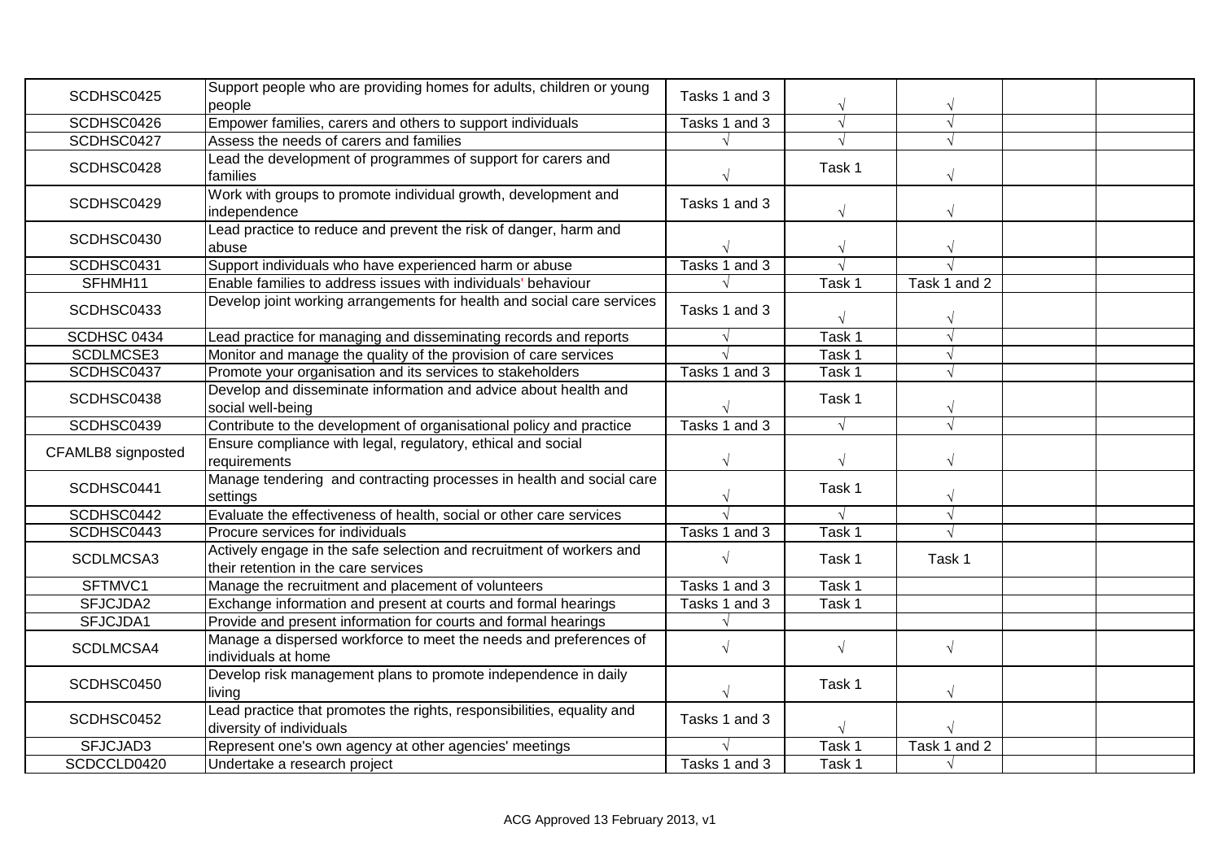| | | | | | | |
|---|---|---|---|---|---|---|
| SCDHSC0425 | Support people who are providing homes for adults, children or young people | Tasks 1 and 3 | √ | √ | | |
| SCDHSC0426 | Empower families, carers and others to support individuals | Tasks 1 and 3 | √ | √ | | |
| SCDHSC0427 | Assess the needs of carers and families | √ | √ | √ | | |
| SCDHSC0428 | Lead the development of programmes of support for carers and families | √ | Task 1 | √ | | |
| SCDHSC0429 | Work with groups to promote individual growth, development and independence | Tasks 1 and 3 | √ | √ | | |
| SCDHSC0430 | Lead practice to reduce and prevent the risk of danger, harm and abuse | √ | √ | √ | | |
| SCDHSC0431 | Support individuals who have experienced harm or abuse | Tasks 1 and 3 | √ | √ | | |
| SFHMH11 | Enable families to address issues with individuals' behaviour | √ | Task 1 | Task 1 and 2 | | |
| SCDHSC0433 | Develop joint working arrangements for health and social care services | Tasks 1 and 3 | √ | √ | | |
| SCDHSC 0434 | Lead practice for managing and disseminating records and reports | √ | Task 1 | √ | | |
| SCDLMCSE3 | Monitor and manage the quality of the provision of care services | √ | Task 1 | √ | | |
| SCDHSC0437 | Promote your organisation and its services to stakeholders | Tasks 1 and 3 | Task 1 | √ | | |
| SCDHSC0438 | Develop and disseminate information and advice about health and social well-being | √ | Task 1 | √ | | |
| SCDHSC0439 | Contribute to the development of organisational policy and practice | Tasks 1 and 3 | √ | √ | | |
| CFAMLB8 signposted | Ensure compliance with legal, regulatory, ethical and social requirements | √ | √ | √ | | |
| SCDHSC0441 | Manage tendering and contracting processes in health and social care settings | √ | Task 1 | √ | | |
| SCDHSC0442 | Evaluate the effectiveness of health, social or other care services | √ | √ | √ | | |
| SCDHSC0443 | Procure services for individuals | Tasks 1 and 3 | Task 1 | √ | | |
| SCDLMCSA3 | Actively engage in the safe selection and recruitment of workers and their retention in the care services | √ | Task 1 | Task 1 | | |
| SFTMVC1 | Manage the recruitment and placement of volunteers | Tasks 1 and 3 | Task 1 | | | |
| SFJCJDA2 | Exchange information and present at courts and formal hearings | Tasks 1 and 3 | Task 1 | | | |
| SFJCJDA1 | Provide and present information for courts and formal hearings | √ | | | | |
| SCDLMCSA4 | Manage a dispersed workforce to meet the needs and preferences of individuals at home | √ | √ | √ | | |
| SCDHSC0450 | Develop risk management plans to promote independence in daily living | √ | Task 1 | √ | | |
| SCDHSC0452 | Lead practice that promotes the rights, responsibilities, equality and diversity of individuals | Tasks 1 and 3 | √ | √ | | |
| SFJCJAD3 | Represent one's own agency at other agencies' meetings | √ | Task 1 | Task 1 and 2 | | |
| SCDCCLD0420 | Undertake a research project | Tasks 1 and 3 | Task 1 | √ | | |

ACG Approved 13 February 2013, v1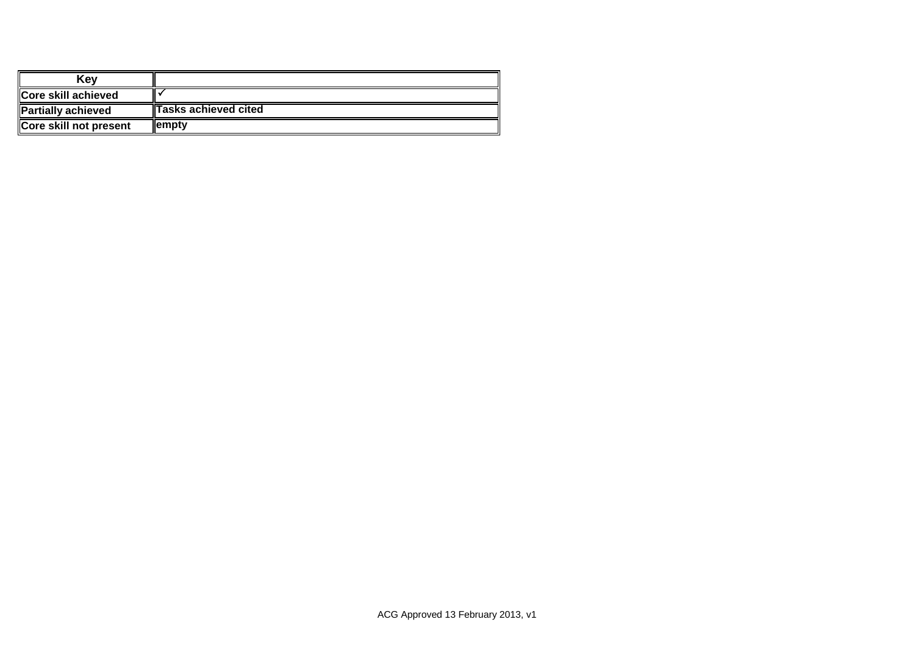| Key | |
|---|---|
| **Core skill achieved** | ✓ |
| **Partially achieved** | **Tasks achieved cited** |
| **Core skill not present** | **empty** |

ACG Approved 13 February 2013, v1